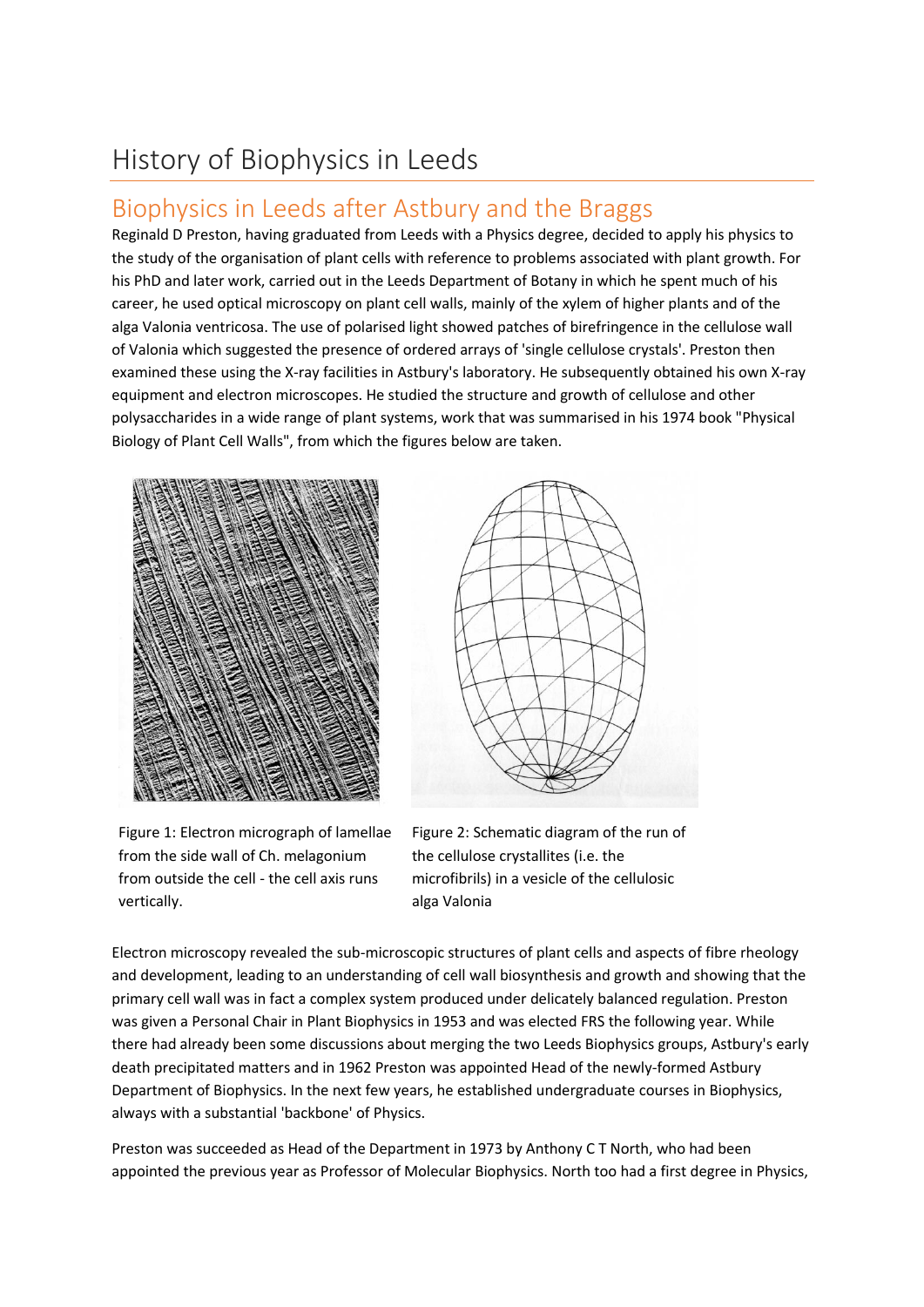# History of Biophysics in Leeds

## Biophysics in Leeds after Astbury and the Braggs

Reginald D Preston, having graduated from Leeds with a Physics degree, decided to apply his physics to the study of the organisation of plant cells with reference to problems associated with plant growth. For his PhD and later work, carried out in the Leeds Department of Botany in which he spent much of his career, he used optical microscopy on plant cell walls, mainly of the xylem of higher plants and of the alga Valonia ventricosa. The use of polarised light showed patches of birefringence in the cellulose wall of Valonia which suggested the presence of ordered arrays of 'single cellulose crystals'. Preston then examined these using the X-ray facilities in Astbury's laboratory. He subsequently obtained his own X-ray equipment and electron microscopes. He studied the structure and growth of cellulose and other polysaccharides in a wide range of plant systems, work that was summarised in his 1974 book "Physical Biology of Plant Cell Walls", from which the figures below are taken.

Figure 1: Electron micrograph of lamellae from the side wall of Ch. melagonium from outside the cell - the cell axis runs vertically.

Figure 2: Schematic diagram of the run of the cellulose crystallites (i.e. the microfibrils) in a vesicle of the cellulosic alga Valonia

Electron microscopy revealed the sub-microscopic structures of plant cells and aspects of fibre rheology and development, leading to an understanding of cell wall biosynthesis and growth and showing that the primary cell wall was in fact a complex system produced under delicately balanced regulation. Preston was given a Personal Chair in Plant Biophysics in 1953 and was elected FRS the following year. While there had already been some discussions about merging the two Leeds Biophysics groups, Astbury's early death precipitated matters and in 1962 Preston was appointed Head of the newly-formed Astbury Department of Biophysics. In the next few years, he established undergraduate courses in Biophysics, always with a substantial 'backbone' of Physics.

Preston was succeeded as Head of the Department in 1973 by Anthony C T North, who had been appointed the previous year as Professor of Molecular Biophysics. North too had a first degree in Physics,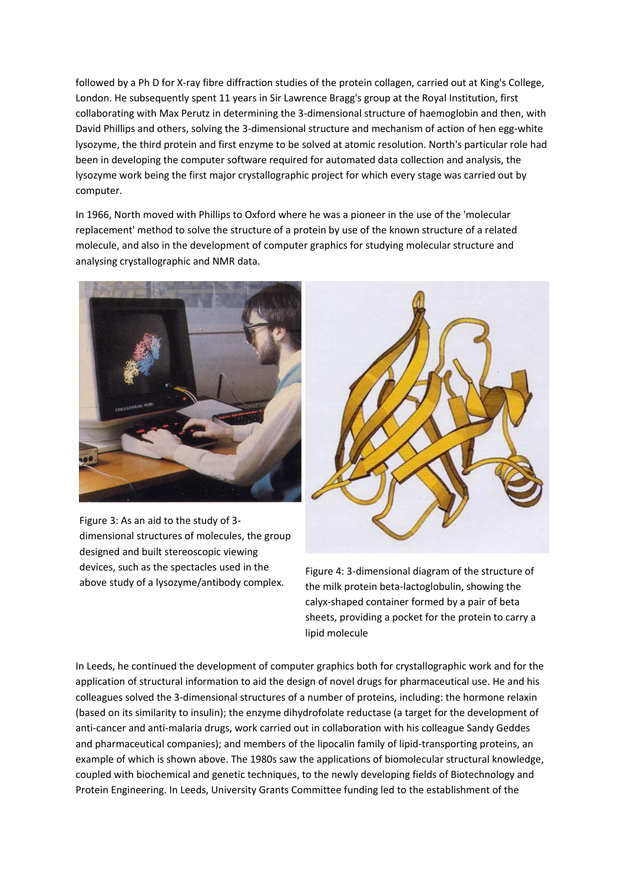followed by a Ph D for X-ray fibre diffraction studies of the protein collagen, carried out at King's College, London. He subsequently spent 11 years in Sir Lawrence Bragg's group at the Royal Institution, first collaborating with Max Perutz in determining the 3-dimensional structure of haemoglobin and then, with David Phillips and others, solving the 3-dimensional structure and mechanism of action of hen egg-white lysozyme, the third protein and first enzyme to be solved at atomic resolution. North's particular role had been in developing the computer software required for automated data collection and analysis, the lysozyme work being the first major crystallographic project for which every stage was carried out by computer.

In 1966, North moved with Phillips to Oxford where he was a pioneer in the use of the 'molecular replacement' method to solve the structure of a protein by use of the known structure of a related molecule, and also in the development of computer graphics for studying molecular structure and analysing crystallographic and NMR data.

Figure 3: As an aid to the study of 3-dimensional structures of molecules, the group designed and built stereoscopic viewing devices, such as the spectacles used in the above study of a lysozyme/antibody complex.

Figure 4: 3-dimensional diagram of the structure of the milk protein beta-lactoglobulin, showing the calyx-shaped container formed by a pair of beta sheets, providing a pocket for the protein to carry a lipid molecule

In Leeds, he continued the development of computer graphics both for crystallographic work and for the application of structural information to aid the design of novel drugs for pharmaceutical use. He and his colleagues solved the 3-dimensional structures of a number of proteins, including: the hormone relaxin (based on its similarity to insulin); the enzyme dihydrofolate reductase (a target for the development of anti-cancer and anti-malaria drugs, work carried out in collaboration with his colleague Sandy Geddes and pharmaceutical companies); and members of the lipocalin family of lipid-transporting proteins, an example of which is shown above. The 1980s saw the applications of biomolecular structural knowledge, coupled with biochemical and genetic techniques, to the newly developing fields of Biotechnology and Protein Engineering. In Leeds, University Grants Committee funding led to the establishment of the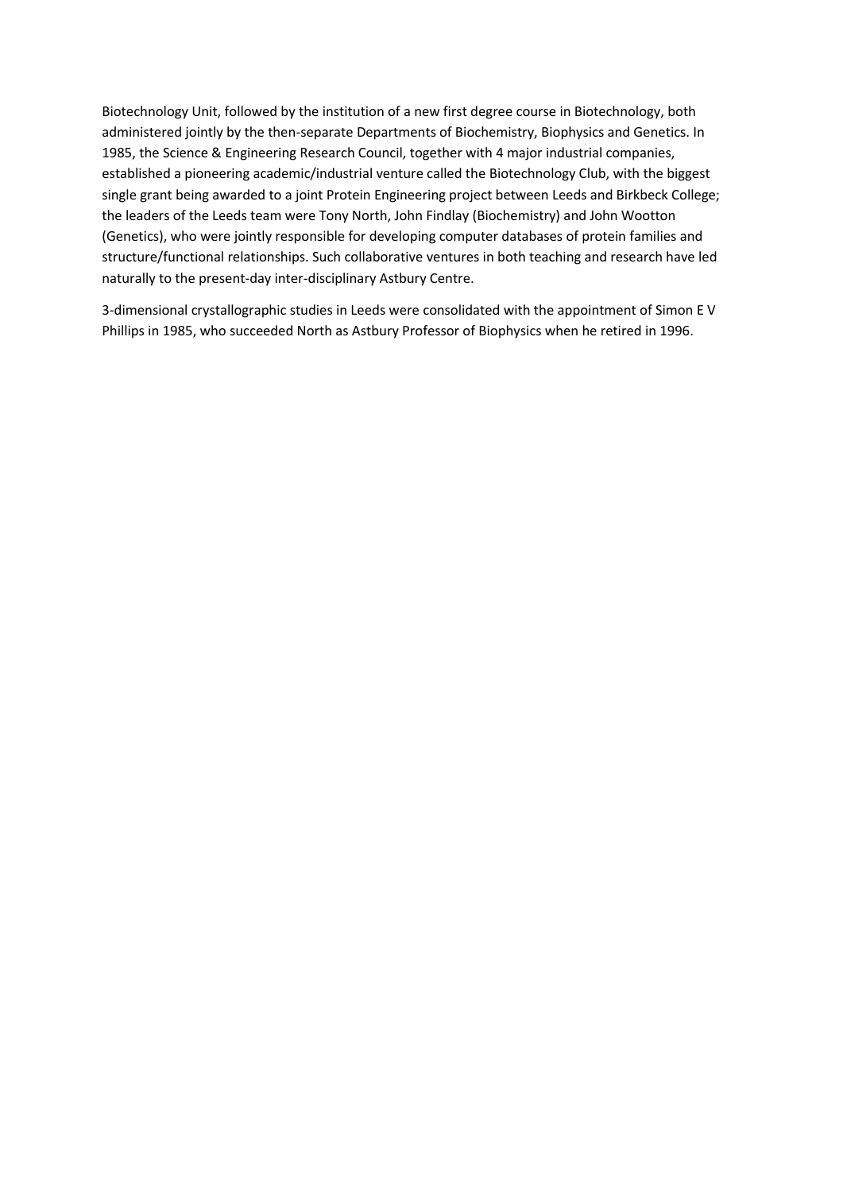Biotechnology Unit, followed by the institution of a new first degree course in Biotechnology, both administered jointly by the then-separate Departments of Biochemistry, Biophysics and Genetics. In 1985, the Science & Engineering Research Council, together with 4 major industrial companies, established a pioneering academic/industrial venture called the Biotechnology Club, with the biggest single grant being awarded to a joint Protein Engineering project between Leeds and Birkbeck College; the leaders of the Leeds team were Tony North, John Findlay (Biochemistry) and John Wootton (Genetics), who were jointly responsible for developing computer databases of protein families and structure/functional relationships. Such collaborative ventures in both teaching and research have led naturally to the present-day inter-disciplinary Astbury Centre.

3-dimensional crystallographic studies in Leeds were consolidated with the appointment of Simon E V Phillips in 1985, who succeeded North as Astbury Professor of Biophysics when he retired in 1996.